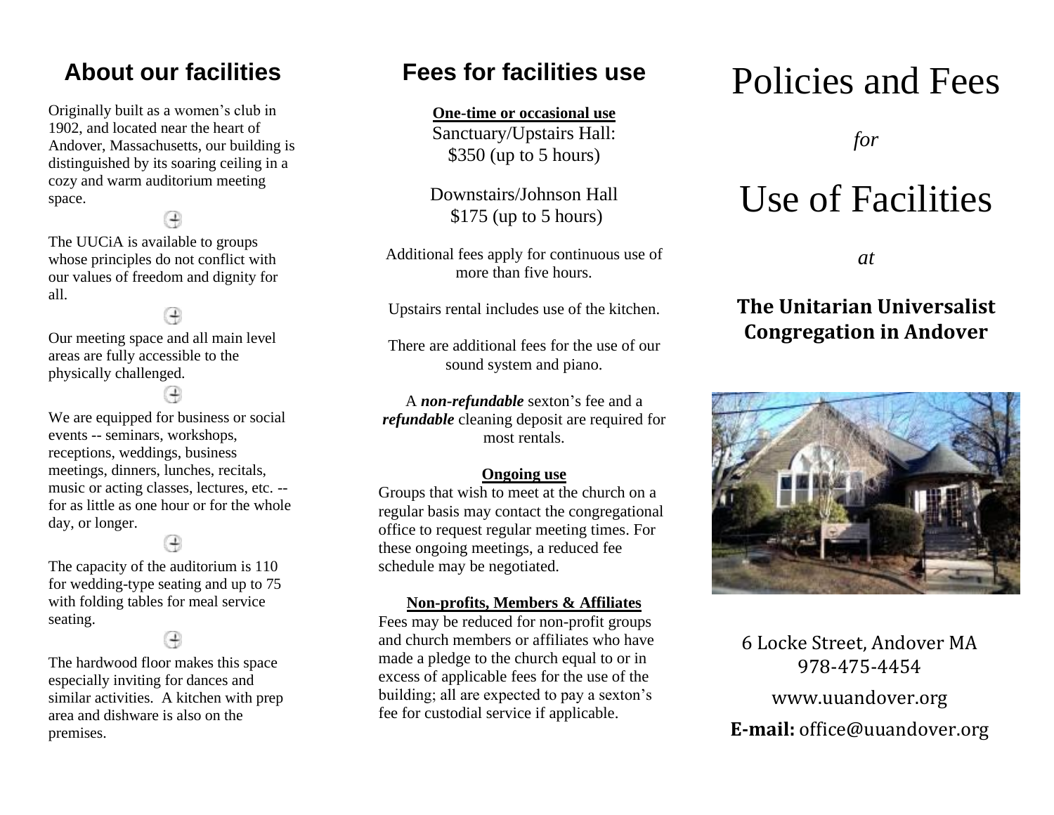## About our facilities

Originally built as a women's club in 1902, and located near the heart of Andover, Massachusetts, our building is distinguished by its soaring ceiling in a cozy and warm auditorium meeting space.

The UUCiA is available to groups whose principles do not conflict with our values of freedom and dignity for all.

Our meeting space and all main level areas are fully accessible to the physically challenged.

We are equipped for business or social events -- seminars, workshops, receptions, weddings, business meetings, dinners, lunches, recitals, music or acting classes, lectures, etc. -- for as little as one hour or for the whole day, or longer.

The capacity of the auditorium is 110 for wedding-type seating and up to 75 with folding tables for meal service seating.

The hardwood floor makes this space especially inviting for dances and similar activities. A kitchen with prep area and dishware is also on the premises.

## Fees for facilities use

**One-time or occasional use**

Sanctuary/Upstairs Hall: $350 (up to 5 hours)

Downstairs/Johnson Hall $175 (up to 5 hours)

Additional fees apply for continuous use of more than five hours.

Upstairs rental includes use of the kitchen.

There are additional fees for the use of our sound system and piano.

A ***non-refundable*** sexton's fee and a ***refundable*** cleaning deposit are required for most rentals.

**Ongoing use**

Groups that wish to meet at the church on a regular basis may contact the congregational office to request regular meeting times. For these ongoing meetings, a reduced fee schedule may be negotiated.

**Non-profits, Members & Affiliates**

Fees may be reduced for non-profit groups and church members or affiliates who have made a pledge to the church equal to or in excess of applicable fees for the use of the building; all are expected to pay a sexton's fee for custodial service if applicable.

# Policies and Fees

*for*

# Use of Facilities

*at*

**The Unitarian Universalist Congregation in Andover**

6 Locke Street, Andover MA
978-475-4454

www.uuandover.org

**E-mail:** office@uuandover.org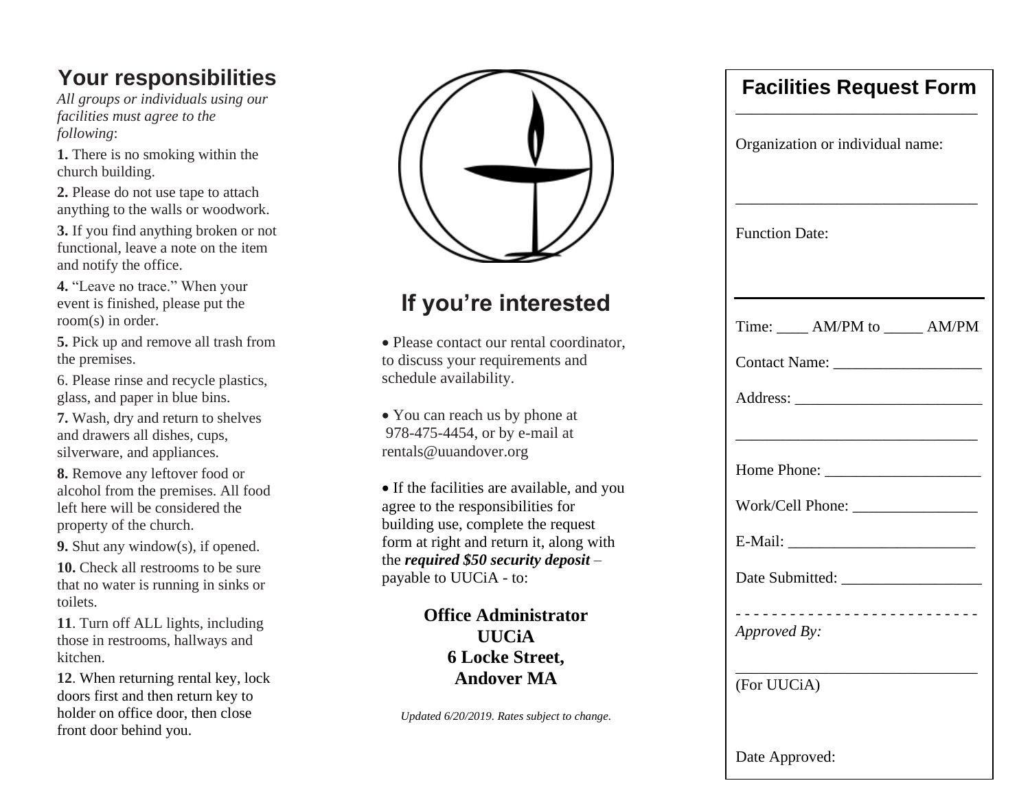## Your responsibilities

*All groups or individuals using our facilities must agree to the following*:

**1.** There is no smoking within the church building.

**2.** Please do not use tape to attach anything to the walls or woodwork.

**3.** If you find anything broken or not functional, leave a note on the item and notify the office.

**4.** "Leave no trace." When your event is finished, please put the room(s) in order.

**5.** Pick up and remove all trash from the premises.

6. Please rinse and recycle plastics, glass, and paper in blue bins.

**7.** Wash, dry and return to shelves and drawers all dishes, cups, silverware, and appliances.

**8.** Remove any leftover food or alcohol from the premises. All food left here will be considered the property of the church.

**9.** Shut any window(s), if opened.

**10.** Check all restrooms to be sure that no water is running in sinks or toilets.

**11**. Turn off ALL lights, including those in restrooms, hallways and kitchen.

**12**. When returning rental key, lock doors first and then return key to holder on office door, then close front door behind you.

## If you're interested

- Please contact our rental coordinator, to discuss your requirements and schedule availability.

- You can reach us by phone at 978-475-4454, or by e-mail at rentals@uuandover.org

- If the facilities are available, and you agree to the responsibilities for building use, complete the request form at right and return it, along with the ***required $50 security deposit*** – payable to UUCiA - to:

**Office Administrator**
**UUCiA**
**6 Locke Street,**
**Andover MA**

*Updated 6/20/2019. Rates subject to change.*

## Facilities Request Form

______________________________

Organization or individual name:

______________________________

Function Date:

______________________________

Time: ____ AM/PM to _____ AM/PM

Contact Name: ___________________

Address: ________________________

______________________________

Home Phone: ____________________

Work/Cell Phone: ________________

E-Mail: ________________________

Date Submitted: __________________

- - - - - - - - - - - - - - - - - - - - - - - - - - -

*Approved By:*

______________________________

(For UUCiA)

Date Approved: